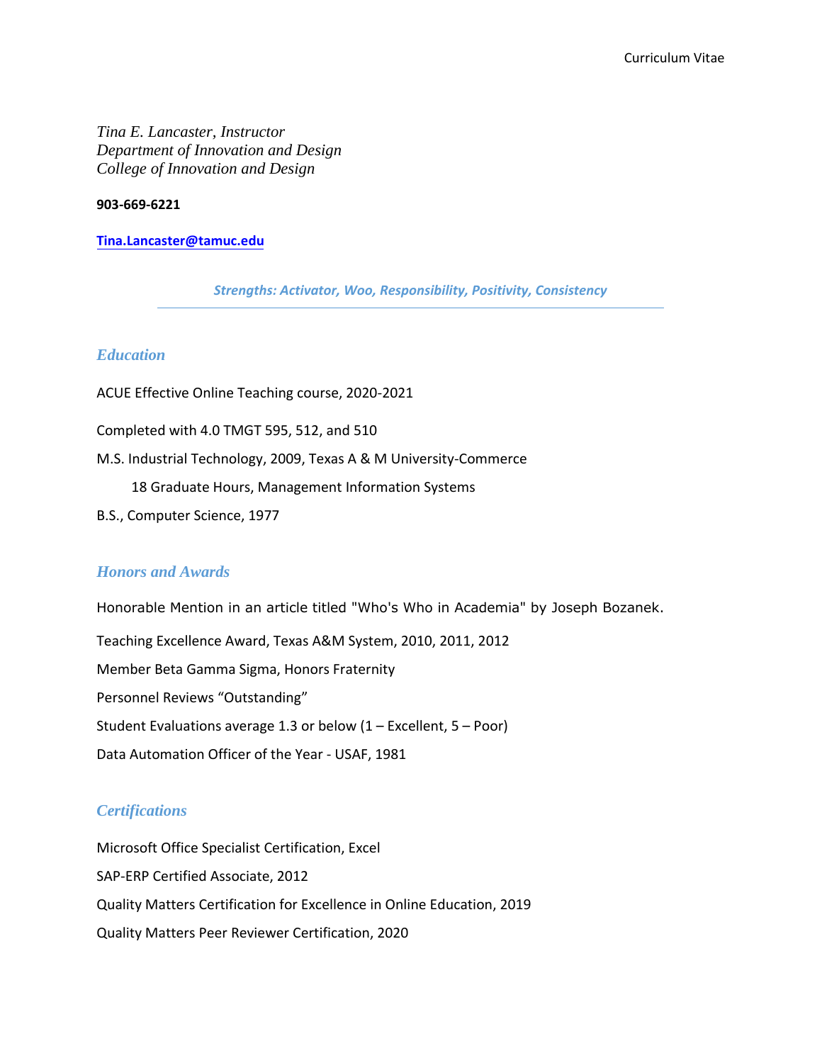*Tina E. Lancaster, Instructor*
*Department of Innovation and Design*
*College of Innovation and Design*

**903-669-6221**

**Tina.Lancaster@tamuc.edu**

***Strengths: Activator, Woo, Responsibility, Positivity, Consistency***

---

## *Education*

ACUE Effective Online Teaching course, 2020-2021

Completed with 4.0 TMGT 595, 512, and 510

M.S. Industrial Technology, 2009, Texas A & M University-Commerce

    18 Graduate Hours, Management Information Systems

B.S., Computer Science, 1977

## *Honors and Awards*

Honorable Mention in an article titled "Who's Who in Academia" by Joseph Bozanek.

Teaching Excellence Award, Texas A&M System, 2010, 2011, 2012

Member Beta Gamma Sigma, Honors Fraternity

Personnel Reviews "Outstanding"

Student Evaluations average 1.3 or below (1 – Excellent, 5 – Poor)

Data Automation Officer of the Year - USAF, 1981

## *Certifications*

Microsoft Office Specialist Certification, Excel

SAP-ERP Certified Associate, 2012

Quality Matters Certification for Excellence in Online Education, 2019

Quality Matters Peer Reviewer Certification, 2020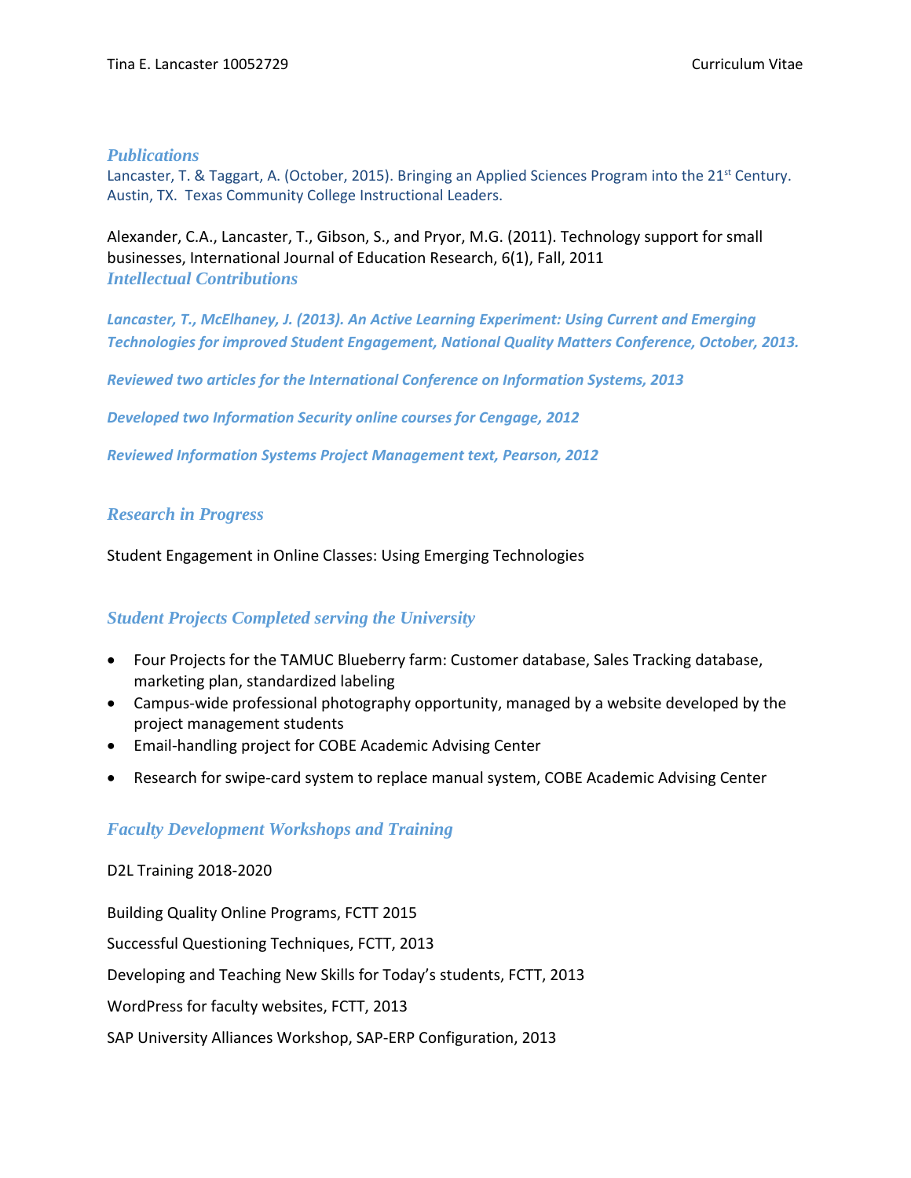## Publications

Lancaster, T. & Taggart, A. (October, 2015). Bringing an Applied Sciences Program into the 21st Century. Austin, TX. Texas Community College Instructional Leaders.

Alexander, C.A., Lancaster, T., Gibson, S., and Pryor, M.G. (2011). Technology support for small businesses, International Journal of Education Research, 6(1), Fall, 2011

## Intellectual Contributions

***Lancaster, T., McElhaney, J. (2013). An Active Learning Experiment: Using Current and Emerging Technologies for improved Student Engagement, National Quality Matters Conference, October, 2013.***

***Reviewed two articles for the International Conference on Information Systems, 2013***

***Developed two Information Security online courses for Cengage, 2012***

***Reviewed Information Systems Project Management text, Pearson, 2012***

## Research in Progress

Student Engagement in Online Classes: Using Emerging Technologies

## Student Projects Completed serving the University

- Four Projects for the TAMUC Blueberry farm: Customer database, Sales Tracking database, marketing plan, standardized labeling
- Campus-wide professional photography opportunity, managed by a website developed by the project management students
- Email-handling project for COBE Academic Advising Center
- Research for swipe-card system to replace manual system, COBE Academic Advising Center

## Faculty Development Workshops and Training

D2L Training 2018-2020

Building Quality Online Programs, FCTT 2015

Successful Questioning Techniques, FCTT, 2013

Developing and Teaching New Skills for Today's students, FCTT, 2013

WordPress for faculty websites, FCTT, 2013

SAP University Alliances Workshop, SAP-ERP Configuration, 2013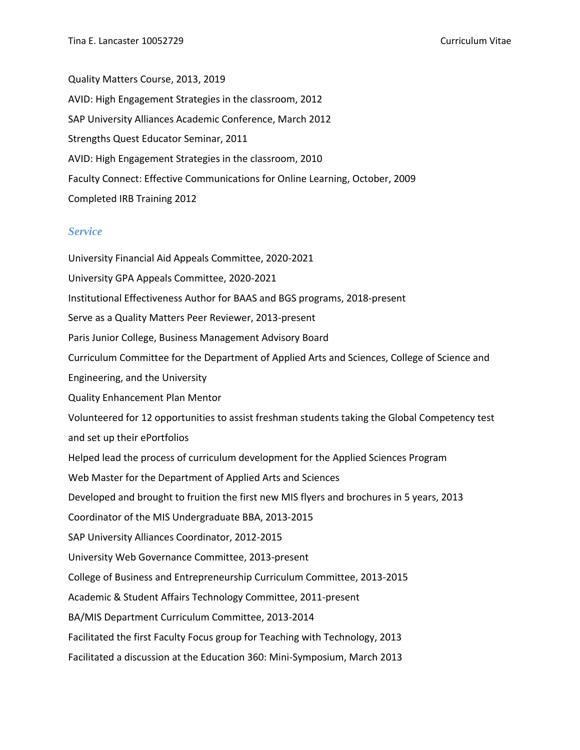Quality Matters Course, 2013, 2019

AVID: High Engagement Strategies in the classroom, 2012

SAP University Alliances Academic Conference, March 2012

Strengths Quest Educator Seminar, 2011

AVID: High Engagement Strategies in the classroom, 2010

Faculty Connect: Effective Communications for Online Learning, October, 2009

Completed IRB Training 2012

## *Service*

University Financial Aid Appeals Committee, 2020-2021

University GPA Appeals Committee, 2020-2021

Institutional Effectiveness Author for BAAS and BGS programs, 2018-present

Serve as a Quality Matters Peer Reviewer, 2013-present

Paris Junior College, Business Management Advisory Board

Curriculum Committee for the Department of Applied Arts and Sciences, College of Science and Engineering, and the University

Quality Enhancement Plan Mentor

Volunteered for 12 opportunities to assist freshman students taking the Global Competency test and set up their ePortfolios

Helped lead the process of curriculum development for the Applied Sciences Program

Web Master for the Department of Applied Arts and Sciences

Developed and brought to fruition the first new MIS flyers and brochures in 5 years, 2013

Coordinator of the MIS Undergraduate BBA, 2013-2015

SAP University Alliances Coordinator, 2012-2015

University Web Governance Committee, 2013-present

College of Business and Entrepreneurship Curriculum Committee, 2013-2015

Academic & Student Affairs Technology Committee, 2011-present

BA/MIS Department Curriculum Committee, 2013-2014

Facilitated the first Faculty Focus group for Teaching with Technology, 2013

Facilitated a discussion at the Education 360: Mini-Symposium, March 2013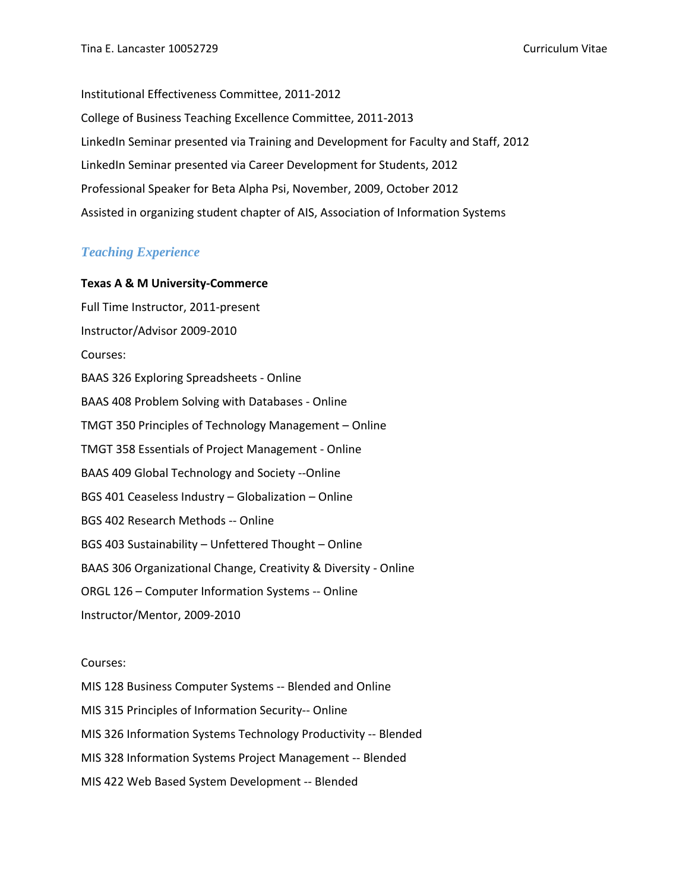Institutional Effectiveness Committee, 2011-2012

College of Business Teaching Excellence Committee, 2011-2013

LinkedIn Seminar presented via Training and Development for Faculty and Staff, 2012

LinkedIn Seminar presented via Career Development for Students, 2012

Professional Speaker for Beta Alpha Psi, November, 2009, October 2012

Assisted in organizing student chapter of AIS, Association of Information Systems

## *Teaching Experience*

**Texas A & M University-Commerce**

Full Time Instructor, 2011-present

Instructor/Advisor 2009-2010

Courses:

BAAS 326 Exploring Spreadsheets - Online

BAAS 408 Problem Solving with Databases - Online

TMGT 350 Principles of Technology Management – Online

TMGT 358 Essentials of Project Management - Online

BAAS 409 Global Technology and Society --Online

BGS 401 Ceaseless Industry – Globalization – Online

BGS 402 Research Methods -- Online

BGS 403 Sustainability – Unfettered Thought – Online

BAAS 306 Organizational Change, Creativity & Diversity - Online

ORGL 126 – Computer Information Systems -- Online

Instructor/Mentor, 2009-2010

Courses:

MIS 128 Business Computer Systems -- Blended and Online

MIS 315 Principles of Information Security-- Online

MIS 326 Information Systems Technology Productivity -- Blended

MIS 328 Information Systems Project Management -- Blended

MIS 422 Web Based System Development -- Blended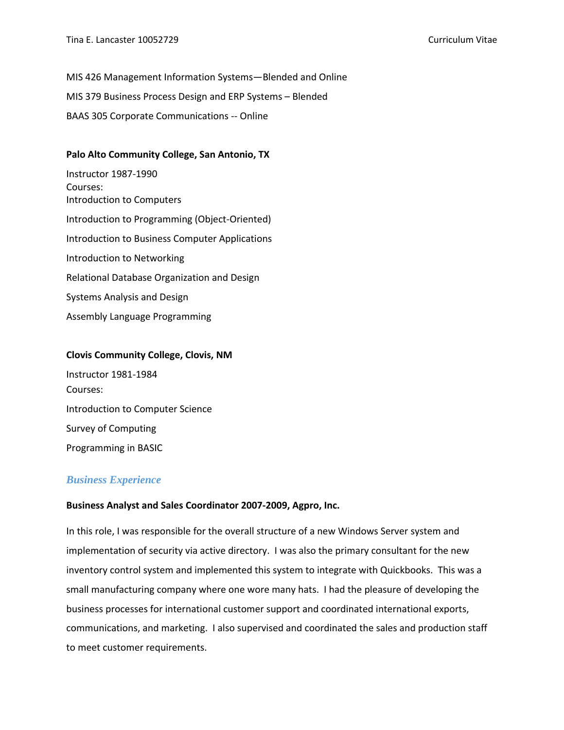MIS 426 Management Information Systems—Blended and Online

MIS 379 Business Process Design and ERP Systems – Blended

BAAS 305 Corporate Communications -- Online

**Palo Alto Community College, San Antonio, TX**

Instructor 1987-1990
Courses:
Introduction to Computers

Introduction to Programming (Object-Oriented)

Introduction to Business Computer Applications

Introduction to Networking

Relational Database Organization and Design

Systems Analysis and Design

Assembly Language Programming

**Clovis Community College, Clovis, NM**

Instructor 1981-1984
Courses:

Introduction to Computer Science

Survey of Computing

Programming in BASIC

## *Business Experience*

**Business Analyst and Sales Coordinator 2007-2009, Agpro, Inc.**

In this role, I was responsible for the overall structure of a new Windows Server system and implementation of security via active directory. I was also the primary consultant for the new inventory control system and implemented this system to integrate with Quickbooks. This was a small manufacturing company where one wore many hats. I had the pleasure of developing the business processes for international customer support and coordinated international exports, communications, and marketing. I also supervised and coordinated the sales and production staff to meet customer requirements.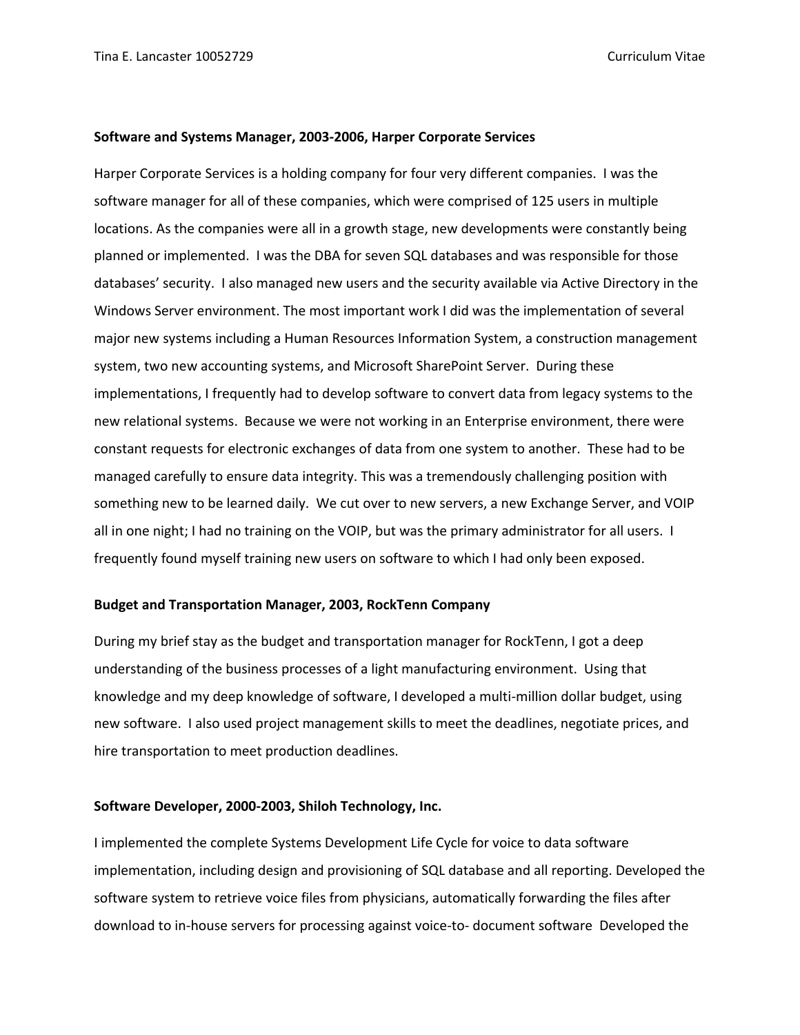**Software and Systems Manager, 2003-2006, Harper Corporate Services**

Harper Corporate Services is a holding company for four very different companies. I was the software manager for all of these companies, which were comprised of 125 users in multiple locations. As the companies were all in a growth stage, new developments were constantly being planned or implemented. I was the DBA for seven SQL databases and was responsible for those databases' security. I also managed new users and the security available via Active Directory in the Windows Server environment. The most important work I did was the implementation of several major new systems including a Human Resources Information System, a construction management system, two new accounting systems, and Microsoft SharePoint Server. During these implementations, I frequently had to develop software to convert data from legacy systems to the new relational systems. Because we were not working in an Enterprise environment, there were constant requests for electronic exchanges of data from one system to another. These had to be managed carefully to ensure data integrity. This was a tremendously challenging position with something new to be learned daily. We cut over to new servers, a new Exchange Server, and VOIP all in one night; I had no training on the VOIP, but was the primary administrator for all users. I frequently found myself training new users on software to which I had only been exposed.

**Budget and Transportation Manager, 2003, RockTenn Company**

During my brief stay as the budget and transportation manager for RockTenn, I got a deep understanding of the business processes of a light manufacturing environment. Using that knowledge and my deep knowledge of software, I developed a multi-million dollar budget, using new software. I also used project management skills to meet the deadlines, negotiate prices, and hire transportation to meet production deadlines.

**Software Developer, 2000-2003, Shiloh Technology, Inc.**

I implemented the complete Systems Development Life Cycle for voice to data software implementation, including design and provisioning of SQL database and all reporting. Developed the software system to retrieve voice files from physicians, automatically forwarding the files after download to in-house servers for processing against voice-to- document software Developed the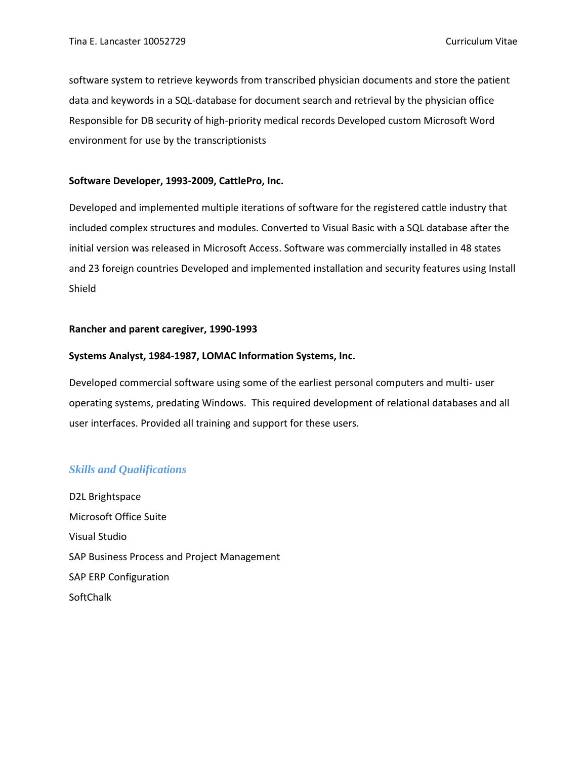software system to retrieve keywords from transcribed physician documents and store the patient data and keywords in a SQL-database for document search and retrieval by the physician office Responsible for DB security of high-priority medical records Developed custom Microsoft Word environment for use by the transcriptionists

**Software Developer, 1993-2009, CattlePro, Inc.**

Developed and implemented multiple iterations of software for the registered cattle industry that included complex structures and modules. Converted to Visual Basic with a SQL database after the initial version was released in Microsoft Access. Software was commercially installed in 48 states and 23 foreign countries Developed and implemented installation and security features using Install Shield

**Rancher and parent caregiver, 1990-1993**

**Systems Analyst, 1984-1987, LOMAC Information Systems, Inc.**

Developed commercial software using some of the earliest personal computers and multi- user operating systems, predating Windows. This required development of relational databases and all user interfaces. Provided all training and support for these users.

## *Skills and Qualifications*

D2L Brightspace
Microsoft Office Suite
Visual Studio
SAP Business Process and Project Management
SAP ERP Configuration
SoftChalk